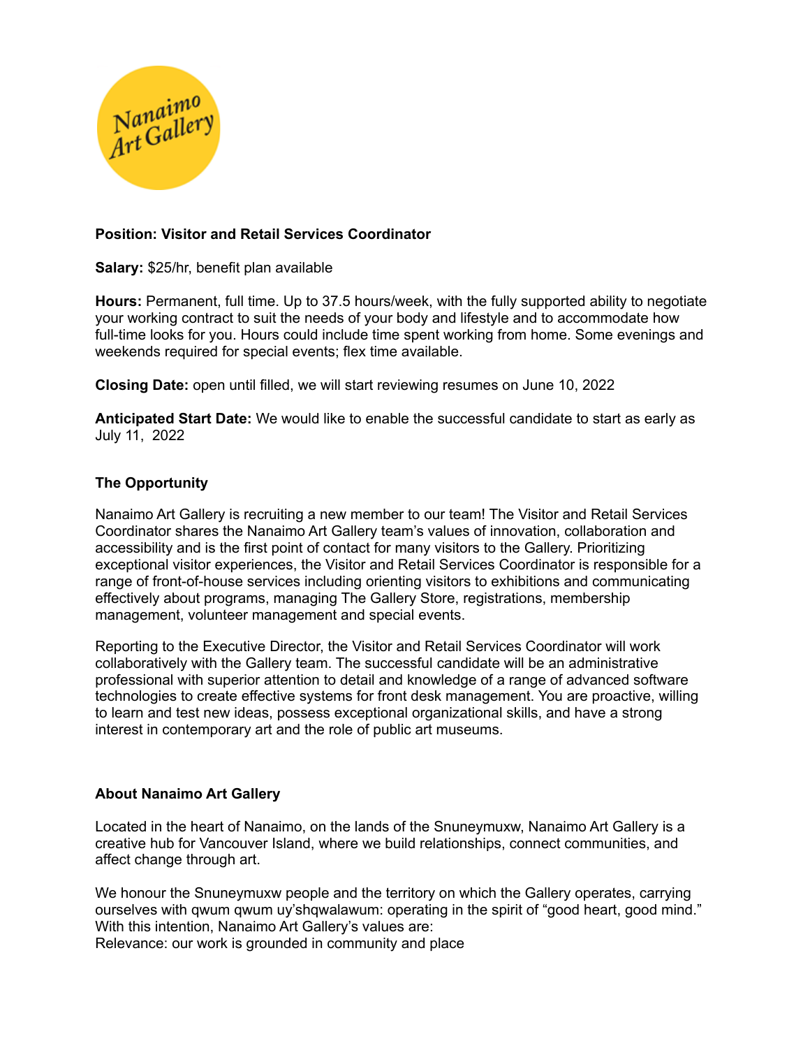Nanaimo Art Gallery

**Position: Visitor and Retail Services Coordinator**

**Salary:** $25/hr, benefit plan available

**Hours:** Permanent, full time. Up to 37.5 hours/week, with the fully supported ability to negotiate your working contract to suit the needs of your body and lifestyle and to accommodate how full-time looks for you. Hours could include time spent working from home. Some evenings and weekends required for special events; flex time available.

**Closing Date:** open until filled, we will start reviewing resumes on June 10, 2022

**Anticipated Start Date:** We would like to enable the successful candidate to start as early as July 11, 2022

## The Opportunity

Nanaimo Art Gallery is recruiting a new member to our team! The Visitor and Retail Services Coordinator shares the Nanaimo Art Gallery team's values of innovation, collaboration and accessibility and is the first point of contact for many visitors to the Gallery. Prioritizing exceptional visitor experiences, the Visitor and Retail Services Coordinator is responsible for a range of front-of-house services including orienting visitors to exhibitions and communicating effectively about programs, managing The Gallery Store, registrations, membership management, volunteer management and special events.

Reporting to the Executive Director, the Visitor and Retail Services Coordinator will work collaboratively with the Gallery team. The successful candidate will be an administrative professional with superior attention to detail and knowledge of a range of advanced software technologies to create effective systems for front desk management. You are proactive, willing to learn and test new ideas, possess exceptional organizational skills, and have a strong interest in contemporary art and the role of public art museums.

## About Nanaimo Art Gallery

Located in the heart of Nanaimo, on the lands of the Snuneymuxw, Nanaimo Art Gallery is a creative hub for Vancouver Island, where we build relationships, connect communities, and affect change through art.

We honour the Snuneymuxw people and the territory on which the Gallery operates, carrying ourselves with qwum qwum uy'shqwalawum: operating in the spirit of "good heart, good mind." With this intention, Nanaimo Art Gallery's values are:
Relevance: our work is grounded in community and place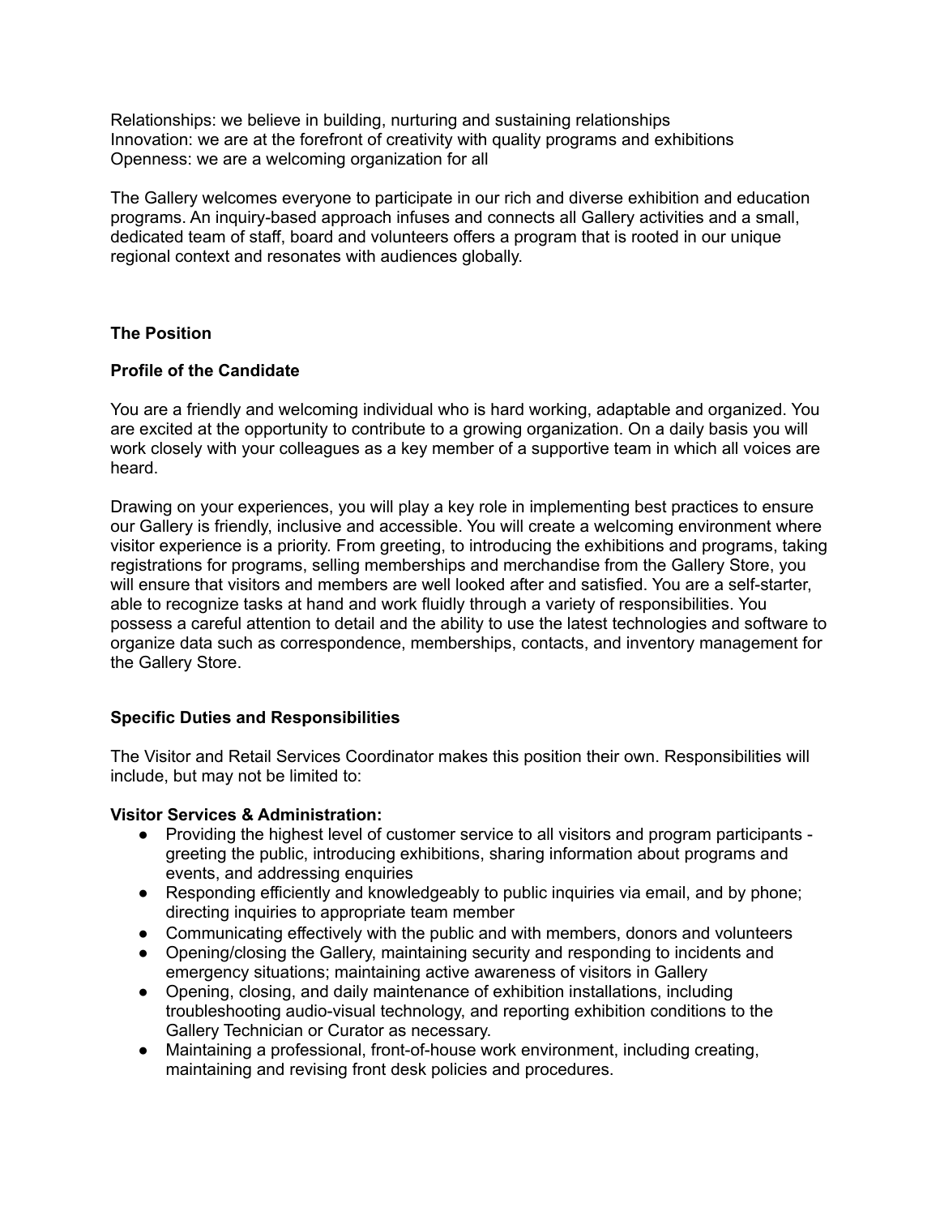Relationships: we believe in building, nurturing and sustaining relationships
Innovation: we are at the forefront of creativity with quality programs and exhibitions
Openness: we are a welcoming organization for all

The Gallery welcomes everyone to participate in our rich and diverse exhibition and education programs. An inquiry-based approach infuses and connects all Gallery activities and a small, dedicated team of staff, board and volunteers offers a program that is rooted in our unique regional context and resonates with audiences globally.

## The Position

### Profile of the Candidate

You are a friendly and welcoming individual who is hard working, adaptable and organized. You are excited at the opportunity to contribute to a growing organization. On a daily basis you will work closely with your colleagues as a key member of a supportive team in which all voices are heard.

Drawing on your experiences, you will play a key role in implementing best practices to ensure our Gallery is friendly, inclusive and accessible. You will create a welcoming environment where visitor experience is a priority. From greeting, to introducing the exhibitions and programs, taking registrations for programs, selling memberships and merchandise from the Gallery Store, you will ensure that visitors and members are well looked after and satisfied. You are a self-starter, able to recognize tasks at hand and work fluidly through a variety of responsibilities. You possess a careful attention to detail and the ability to use the latest technologies and software to organize data such as correspondence, memberships, contacts, and inventory management for the Gallery Store.

### Specific Duties and Responsibilities

The Visitor and Retail Services Coordinator makes this position their own. Responsibilities will include, but may not be limited to:

**Visitor Services & Administration:**

- Providing the highest level of customer service to all visitors and program participants - greeting the public, introducing exhibitions, sharing information about programs and events, and addressing enquiries
- Responding efficiently and knowledgeably to public inquiries via email, and by phone; directing inquiries to appropriate team member
- Communicating effectively with the public and with members, donors and volunteers
- Opening/closing the Gallery, maintaining security and responding to incidents and emergency situations; maintaining active awareness of visitors in Gallery
- Opening, closing, and daily maintenance of exhibition installations, including troubleshooting audio-visual technology, and reporting exhibition conditions to the Gallery Technician or Curator as necessary.
- Maintaining a professional, front-of-house work environment, including creating, maintaining and revising front desk policies and procedures.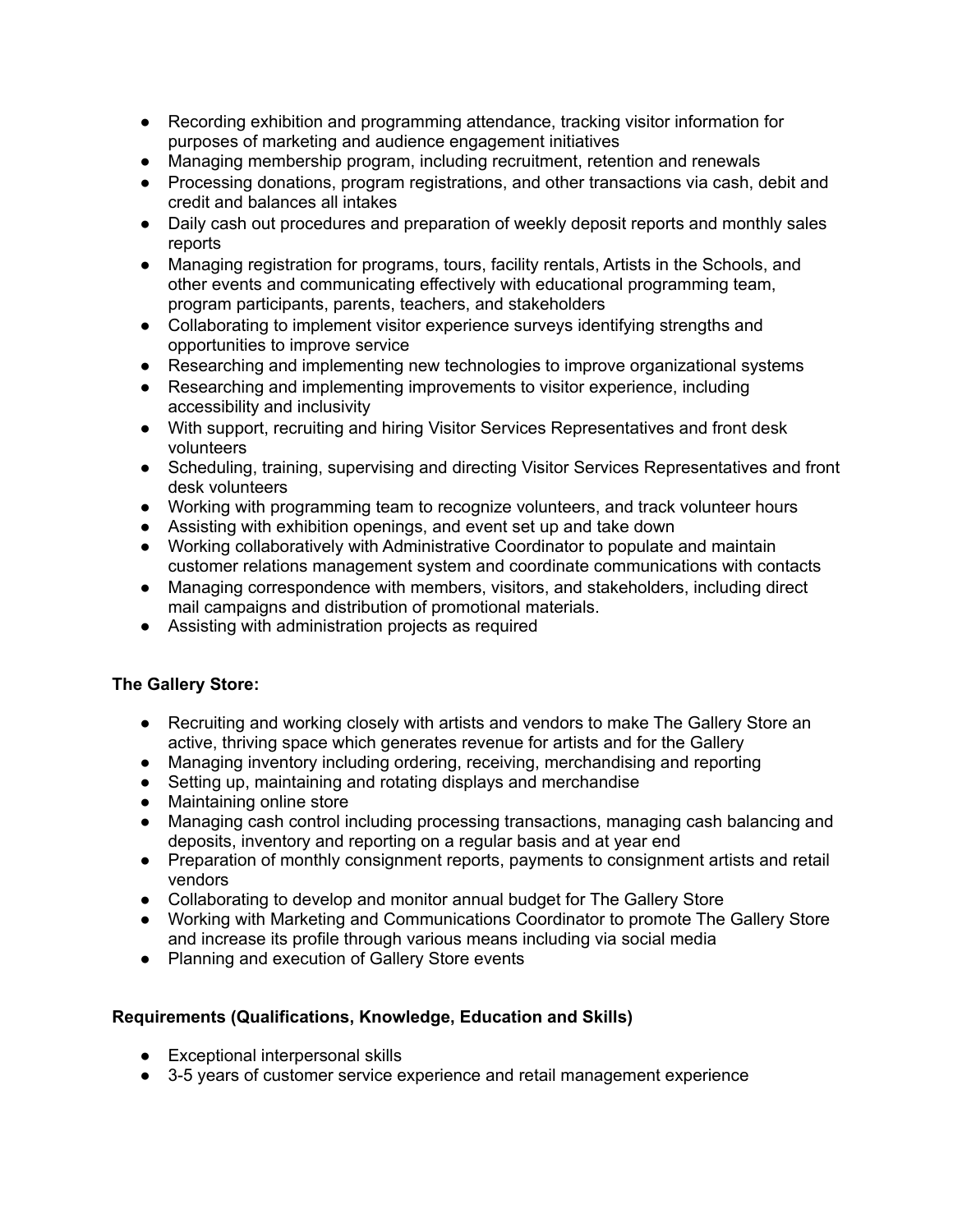- Recording exhibition and programming attendance, tracking visitor information for purposes of marketing and audience engagement initiatives
- Managing membership program, including recruitment, retention and renewals
- Processing donations, program registrations, and other transactions via cash, debit and credit and balances all intakes
- Daily cash out procedures and preparation of weekly deposit reports and monthly sales reports
- Managing registration for programs, tours, facility rentals, Artists in the Schools, and other events and communicating effectively with educational programming team, program participants, parents, teachers, and stakeholders
- Collaborating to implement visitor experience surveys identifying strengths and opportunities to improve service
- Researching and implementing new technologies to improve organizational systems
- Researching and implementing improvements to visitor experience, including accessibility and inclusivity
- With support, recruiting and hiring Visitor Services Representatives and front desk volunteers
- Scheduling, training, supervising and directing Visitor Services Representatives and front desk volunteers
- Working with programming team to recognize volunteers, and track volunteer hours
- Assisting with exhibition openings, and event set up and take down
- Working collaboratively with Administrative Coordinator to populate and maintain customer relations management system and coordinate communications with contacts
- Managing correspondence with members, visitors, and stakeholders, including direct mail campaigns and distribution of promotional materials.
- Assisting with administration projects as required

**The Gallery Store:**

- Recruiting and working closely with artists and vendors to make The Gallery Store an active, thriving space which generates revenue for artists and for the Gallery
- Managing inventory including ordering, receiving, merchandising and reporting
- Setting up, maintaining and rotating displays and merchandise
- Maintaining online store
- Managing cash control including processing transactions, managing cash balancing and deposits, inventory and reporting on a regular basis and at year end
- Preparation of monthly consignment reports, payments to consignment artists and retail vendors
- Collaborating to develop and monitor annual budget for The Gallery Store
- Working with Marketing and Communications Coordinator to promote The Gallery Store and increase its profile through various means including via social media
- Planning and execution of Gallery Store events

**Requirements (Qualifications, Knowledge, Education and Skills)**

- Exceptional interpersonal skills
- 3-5 years of customer service experience and retail management experience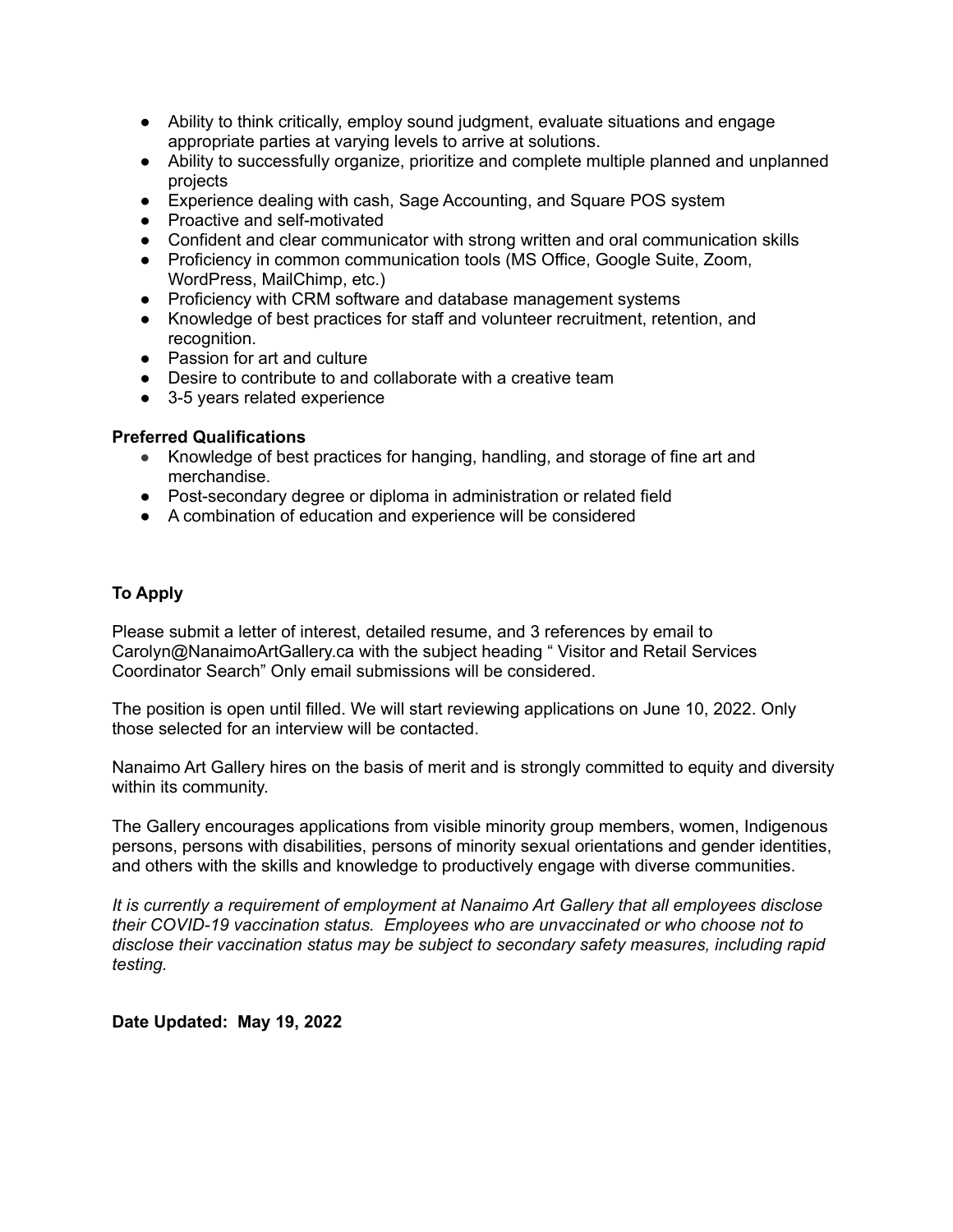- Ability to think critically, employ sound judgment, evaluate situations and engage appropriate parties at varying levels to arrive at solutions.
- Ability to successfully organize, prioritize and complete multiple planned and unplanned projects
- Experience dealing with cash, Sage Accounting, and Square POS system
- Proactive and self-motivated
- Confident and clear communicator with strong written and oral communication skills
- Proficiency in common communication tools (MS Office, Google Suite, Zoom, WordPress, MailChimp, etc.)
- Proficiency with CRM software and database management systems
- Knowledge of best practices for staff and volunteer recruitment, retention, and recognition.
- Passion for art and culture
- Desire to contribute to and collaborate with a creative team
- 3-5 years related experience

**Preferred Qualifications**

- Knowledge of best practices for hanging, handling, and storage of fine art and merchandise.
- Post-secondary degree or diploma in administration or related field
- A combination of education and experience will be considered

**To Apply**

Please submit a letter of interest, detailed resume, and 3 references by email to Carolyn@NanaimoArtGallery.ca with the subject heading " Visitor and Retail Services Coordinator Search" Only email submissions will be considered.

The position is open until filled. We will start reviewing applications on June 10, 2022. Only those selected for an interview will be contacted.

Nanaimo Art Gallery hires on the basis of merit and is strongly committed to equity and diversity within its community.

The Gallery encourages applications from visible minority group members, women, Indigenous persons, persons with disabilities, persons of minority sexual orientations and gender identities, and others with the skills and knowledge to productively engage with diverse communities.

*It is currently a requirement of employment at Nanaimo Art Gallery that all employees disclose their COVID-19 vaccination status. Employees who are unvaccinated or who choose not to disclose their vaccination status may be subject to secondary safety measures, including rapid testing.*

**Date Updated: May 19, 2022**